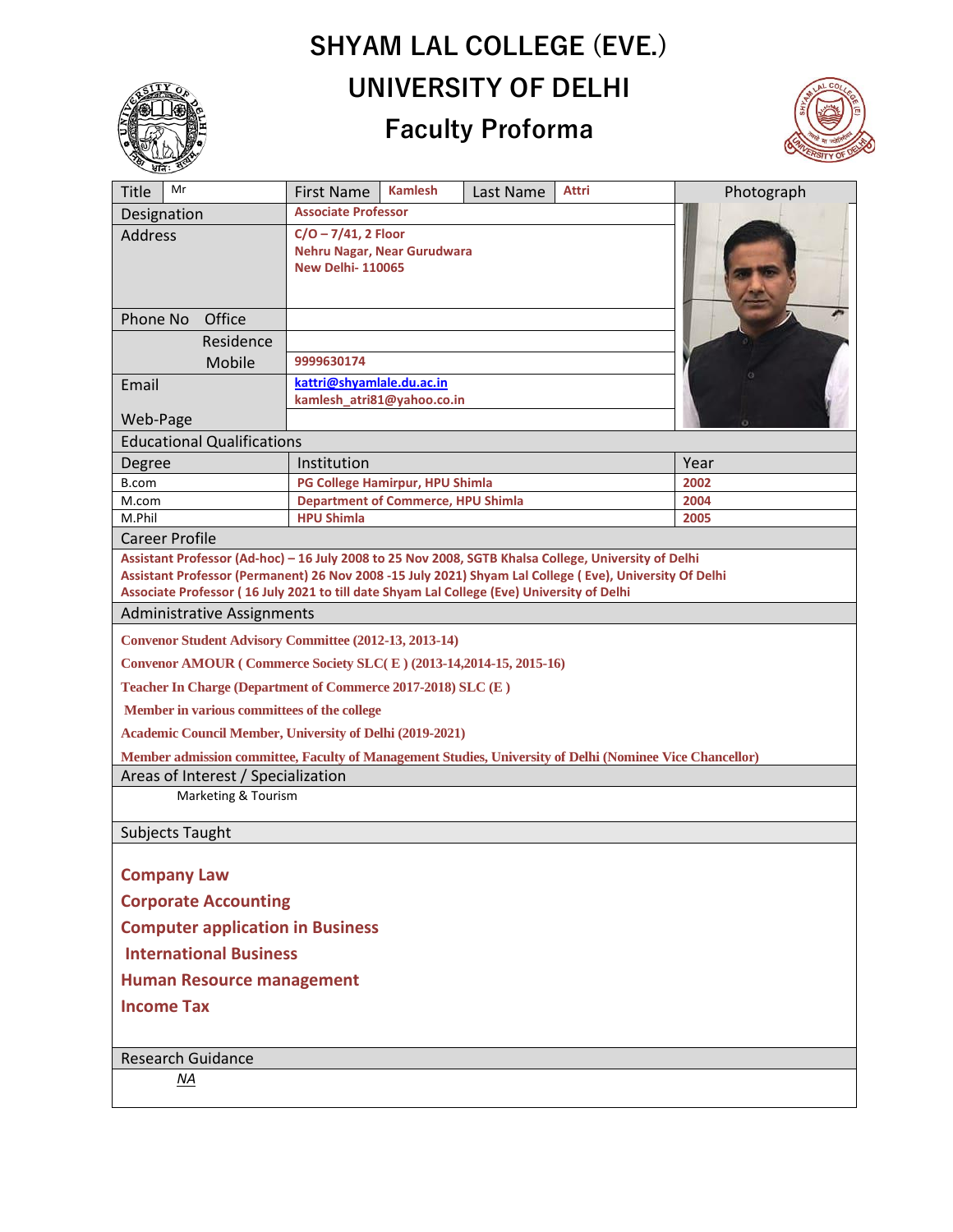# SHYAM LAL COLLEGE (EVE.)

# UNIVERSITY OF DELHI

## Faculty Proforma

| Title | Mr | First Name | Kamlesh | Last Name | Attri | Photograph |
|---|---|---|---|---|---|---|
| Designation | Associate Professor | | | | | |
| Address | C/O – 7/41, 2 Floor<br>Nehru Nagar, Near Gurudwara<br>New Delhi- 110065 | | | | | |
| Phone No Office | | | | | | |
| Residence | | | | | | |
| Mobile | 9999630174 | | | | | |
| Email | kattri@shyamlale.du.ac.in<br>kamlesh_atri81@yahoo.co.in | | | | | |
| Web-Page | | | | | | |

### Educational Qualifications

| Degree | Institution | Year |
|---|---|---|
| B.com | PG College Hamirpur, HPU Shimla | 2002 |
| M.com | Department of Commerce, HPU Shimla | 2004 |
| M.Phil | HPU Shimla | 2005 |

### Career Profile

Assistant Professor (Ad-hoc) – 16 July 2008 to 25 Nov 2008, SGTB Khalsa College, University of Delhi
Assistant Professor (Permanent) 26 Nov 2008 -15 July 2021) Shyam Lal College ( Eve), University Of Delhi
Associate Professor ( 16 July 2021 to till date Shyam Lal College (Eve) University of Delhi

### Administrative Assignments

Convenor Student Advisory Committee (2012-13, 2013-14)

Convenor AMOUR ( Commerce Society SLC( E ) (2013-14,2014-15, 2015-16)

Teacher In Charge (Department of Commerce 2017-2018) SLC (E )

Member in various committees of the college

Academic Council Member, University of Delhi (2019-2021)

Member admission committee, Faculty of Management Studies, University of Delhi (Nominee Vice Chancellor)

### Areas of Interest / Specialization

Marketing & Tourism

### Subjects Taught

Company Law

Corporate Accounting

Computer application in Business

International Business

Human Resource management

Income Tax

### Research Guidance

*NA*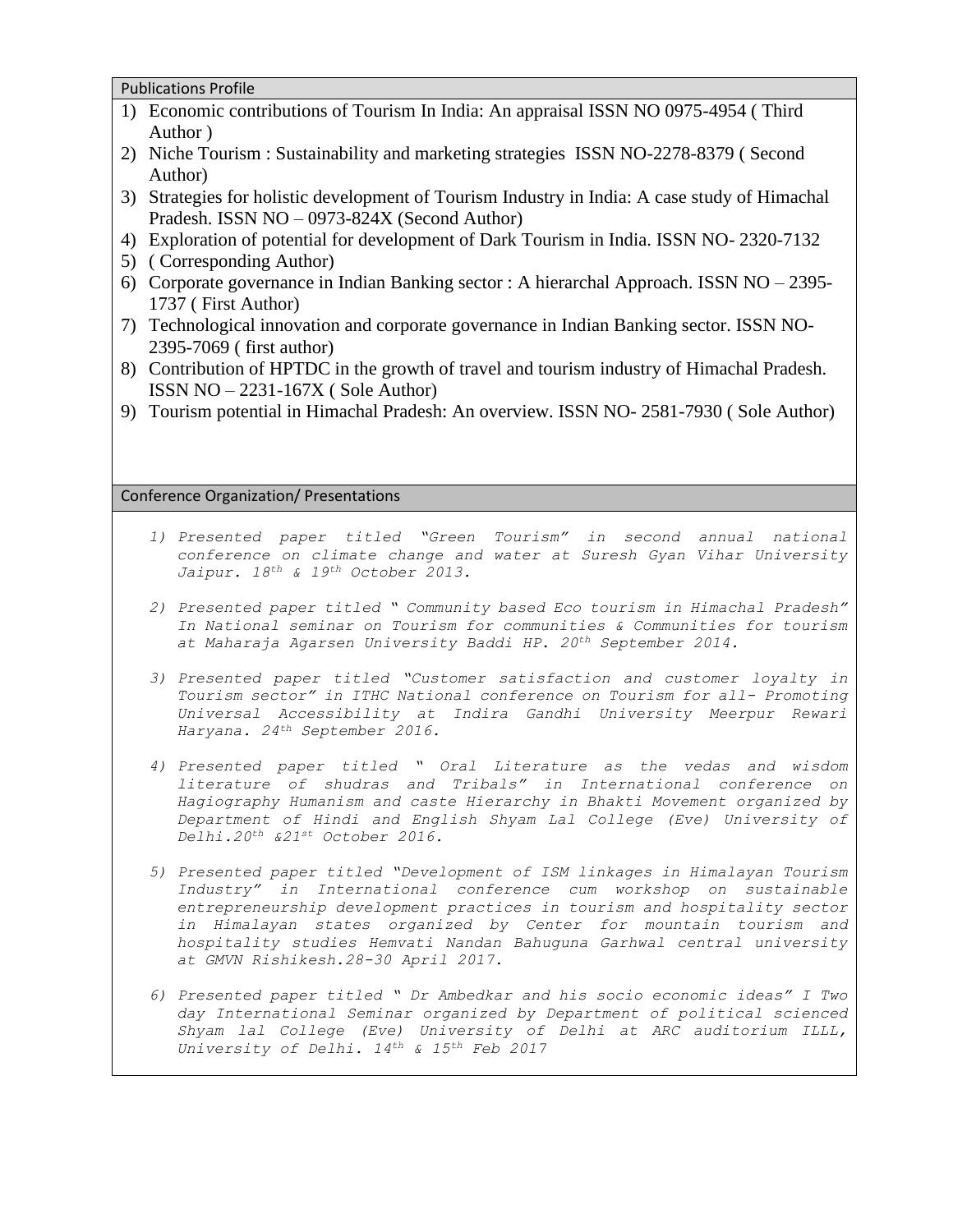## Publications Profile

1) Economic contributions of Tourism In India: An appraisal ISSN NO 0975-4954 ( Third Author )
2) Niche Tourism : Sustainability and marketing strategies ISSN NO-2278-8379 ( Second Author)
3) Strategies for holistic development of Tourism Industry in India: A case study of Himachal Pradesh. ISSN NO – 0973-824X (Second Author)
4) Exploration of potential for development of Dark Tourism in India. ISSN NO- 2320-7132
5) ( Corresponding Author)
6) Corporate governance in Indian Banking sector : A hierarchal Approach. ISSN NO – 2395-1737 ( First Author)
7) Technological innovation and corporate governance in Indian Banking sector. ISSN NO-2395-7069 ( first author)
8) Contribution of HPTDC in the growth of travel and tourism industry of Himachal Pradesh. ISSN NO – 2231-167X ( Sole Author)
9) Tourism potential in Himachal Pradesh: An overview. ISSN NO- 2581-7930 ( Sole Author)

## Conference Organization/ Presentations

1) *Presented paper titled "Green Tourism" in second annual national conference on climate change and water at Suresh Gyan Vihar University Jaipur. 18th & 19th October 2013.*

2) *Presented paper titled " Community based Eco tourism in Himachal Pradesh" In National seminar on Tourism for communities & Communities for tourism at Maharaja Agarsen University Baddi HP. 20th September 2014.*

3) *Presented paper titled "Customer satisfaction and customer loyalty in Tourism sector" in ITHC National conference on Tourism for all- Promoting Universal Accessibility at Indira Gandhi University Meerpur Rewari Haryana. 24th September 2016.*

4) *Presented paper titled " Oral Literature as the vedas and wisdom literature of shudras and Tribals" in International conference on Hagiography Humanism and caste Hierarchy in Bhakti Movement organized by Department of Hindi and English Shyam Lal College (Eve) University of Delhi.20th &21st October 2016.*

5) *Presented paper titled "Development of ISM linkages in Himalayan Tourism Industry" in International conference cum workshop on sustainable entrepreneurship development practices in tourism and hospitality sector in Himalayan states organized by Center for mountain tourism and hospitality studies Hemvati Nandan Bahuguna Garhwal central university at GMVN Rishikesh.28-30 April 2017.*

6) *Presented paper titled " Dr Ambedkar and his socio economic ideas" I Two day International Seminar organized by Department of political scienced Shyam lal College (Eve) University of Delhi at ARC auditorium ILLL, University of Delhi. 14th & 15th Feb 2017*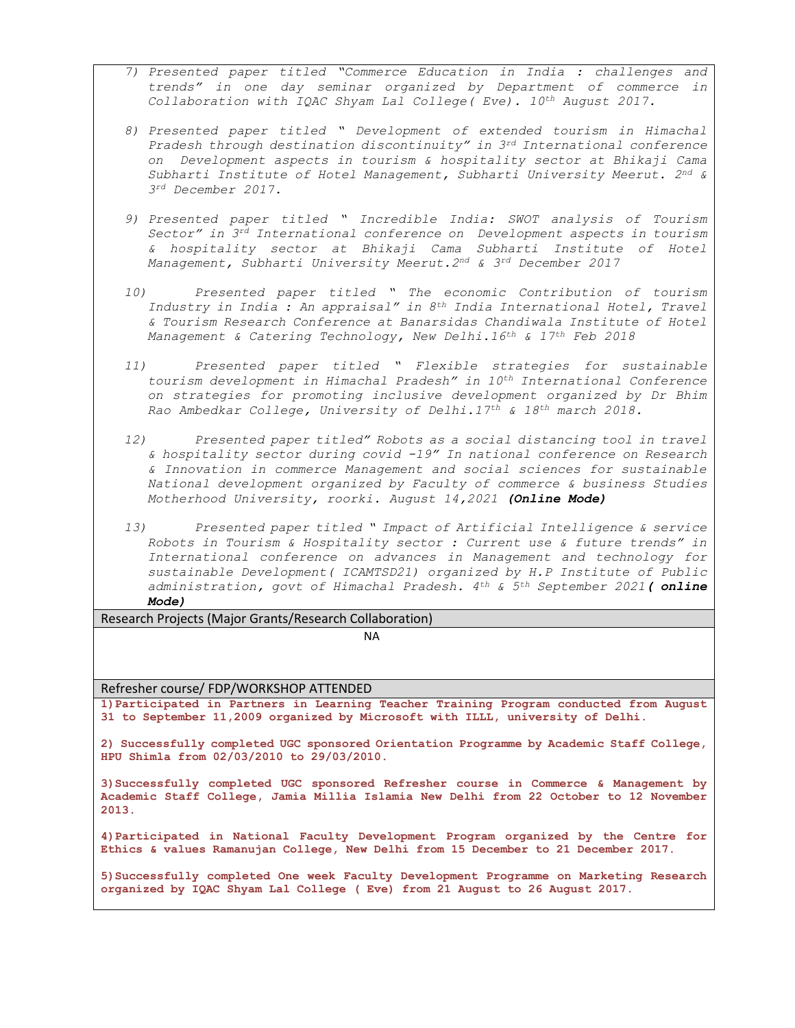7) *Presented paper titled "Commerce Education in India : challenges and trends" in one day seminar organized by Department of commerce in Collaboration with IQAC Shyam Lal College( Eve). 10th August 2017.*

8) *Presented paper titled " Development of extended tourism in Himachal Pradesh through destination discontinuity" in 3rd International conference on Development aspects in tourism & hospitality sector at Bhikaji Cama Subharti Institute of Hotel Management, Subharti University Meerut. 2nd & 3rd December 2017.*

9) *Presented paper titled " Incredible India: SWOT analysis of Tourism Sector" in 3rd International conference on Development aspects in tourism & hospitality sector at Bhikaji Cama Subharti Institute of Hotel Management, Subharti University Meerut.2nd & 3rd December 2017*

10) *Presented paper titled " The economic Contribution of tourism Industry in India : An appraisal" in 8th India International Hotel, Travel & Tourism Research Conference at Banarsidas Chandiwala Institute of Hotel Management & Catering Technology, New Delhi.16th & 17th Feb 2018*

11) *Presented paper titled " Flexible strategies for sustainable tourism development in Himachal Pradesh" in 10th International Conference on strategies for promoting inclusive development organized by Dr Bhim Rao Ambedkar College, University of Delhi.17th & 18th march 2018.*

12) *Presented paper titled" Robots as a social distancing tool in travel & hospitality sector during covid -19" In national conference on Research & Innovation in commerce Management and social sciences for sustainable National development organized by Faculty of commerce & business Studies Motherhood University, roorki. August 14,2021* ***(Online Mode)***

13) *Presented paper titled " Impact of Artificial Intelligence & service Robots in Tourism & Hospitality sector : Current use & future trends" in International conference on advances in Management and technology for sustainable Development( ICAMTSD21) organized by H.P Institute of Public administration, govt of Himachal Pradesh. 4th & 5th September 2021* ***( online Mode)***

## Research Projects (Major Grants/Research Collaboration)

NA

## Refresher course/ FDP/WORKSHOP ATTENDED

**1)Participated in Partners in Learning Teacher Training Program conducted from August 31 to September 11,2009 organized by Microsoft with ILLL, university of Delhi.**

**2) Successfully completed UGC sponsored Orientation Programme by Academic Staff College, HPU Shimla from 02/03/2010 to 29/03/2010.**

**3)Successfully completed UGC sponsored Refresher course in Commerce & Management by Academic Staff College, Jamia Millia Islamia New Delhi from 22 October to 12 November 2013.**

**4)Participated in National Faculty Development Program organized by the Centre for Ethics & values Ramanujan College, New Delhi from 15 December to 21 December 2017.**

**5)Successfully completed One week Faculty Development Programme on Marketing Research organized by IQAC Shyam Lal College ( Eve) from 21 August to 26 August 2017.**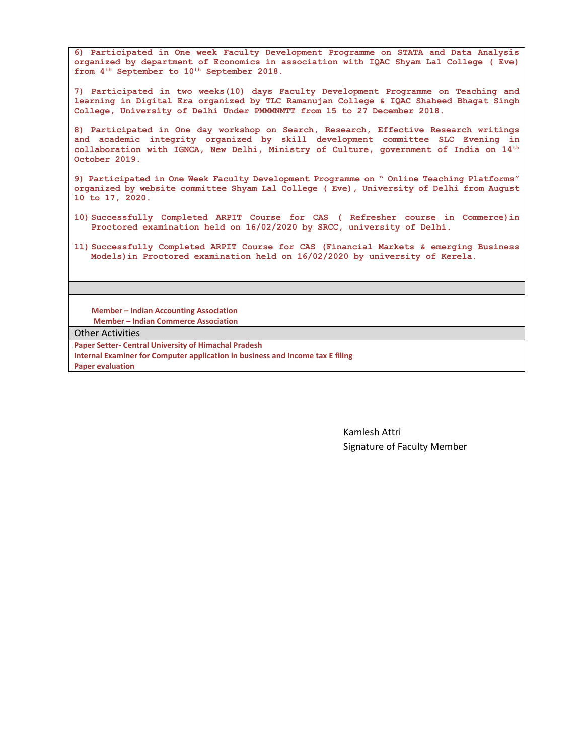6) Participated in One week Faculty Development Programme on STATA and Data Analysis organized by department of Economics in association with IQAC Shyam Lal College ( Eve) from 4th September to 10th September 2018.

7) Participated in two weeks(10) days Faculty Development Programme on Teaching and learning in Digital Era organized by TLC Ramanujan College & IQAC Shaheed Bhagat Singh College, University of Delhi Under PMMMNMTT from 15 to 27 December 2018.

8) Participated in One day workshop on Search, Research, Effective Research writings and academic integrity organized by skill development committee SLC Evening in collaboration with IGNCA, New Delhi, Ministry of Culture, government of India on 14th October 2019.

9) Participated in One Week Faculty Development Programme on " Online Teaching Platforms" organized by website committee Shyam Lal College ( Eve), University of Delhi from August 10 to 17, 2020.

10) Successfully Completed ARPIT Course for CAS ( Refresher course in Commerce)in Proctored examination held on 16/02/2020 by SRCC, university of Delhi.

11) Successfully Completed ARPIT Course for CAS (Financial Markets & emerging Business Models)in Proctored examination held on 16/02/2020 by university of Kerela.

**Member – Indian Accounting Association**

**Member – Indian Commerce Association**

Other Activities

**Paper Setter- Central University of Himachal Pradesh**

**Internal Examiner for Computer application in business and Income tax E filing**

**Paper evaluation**

Kamlesh Attri

Signature of Faculty Member